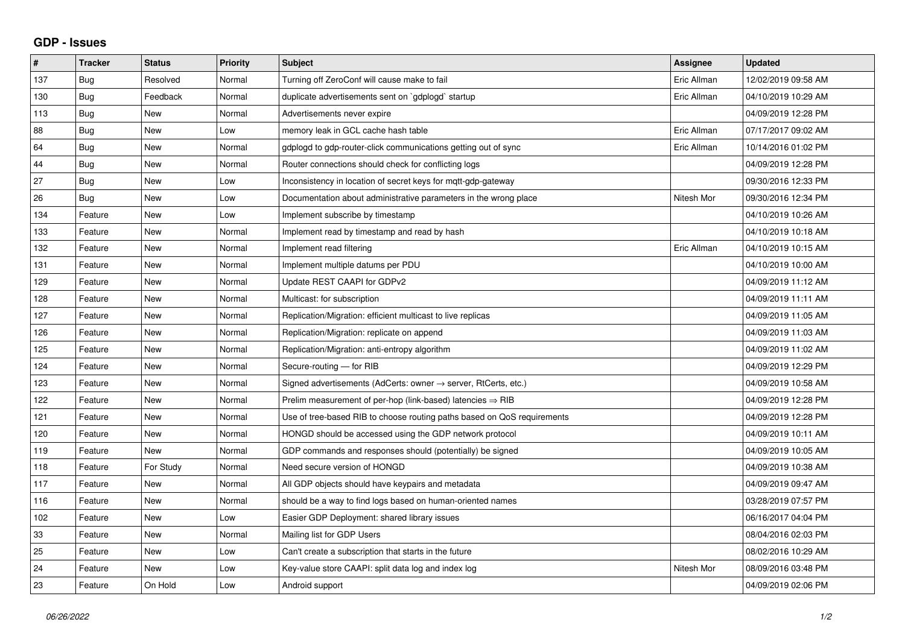# GDP - Issues

| # | Tracker | Status | Priority | Subject | Assignee | Updated |
|---|---|---|---|---|---|---|
| 137 | Bug | Resolved | Normal | Turning off ZeroConf will cause make to fail | Eric Allman | 12/02/2019 09:58 AM |
| 130 | Bug | Feedback | Normal | duplicate advertisements sent on `gdplogd` startup | Eric Allman | 04/10/2019 10:29 AM |
| 113 | Bug | New | Normal | Advertisements never expire | | 04/09/2019 12:28 PM |
| 88 | Bug | New | Low | memory leak in GCL cache hash table | Eric Allman | 07/17/2017 09:02 AM |
| 64 | Bug | New | Normal | gdplogd to gdp-router-click communications getting out of sync | Eric Allman | 10/14/2016 01:02 PM |
| 44 | Bug | New | Normal | Router connections should check for conflicting logs | | 04/09/2019 12:28 PM |
| 27 | Bug | New | Low | Inconsistency in location of secret keys for mqtt-gdp-gateway | | 09/30/2016 12:33 PM |
| 26 | Bug | New | Low | Documentation about administrative parameters in the wrong place | Nitesh Mor | 09/30/2016 12:34 PM |
| 134 | Feature | New | Low | Implement subscribe by timestamp | | 04/10/2019 10:26 AM |
| 133 | Feature | New | Normal | Implement read by timestamp and read by hash | | 04/10/2019 10:18 AM |
| 132 | Feature | New | Normal | Implement read filtering | Eric Allman | 04/10/2019 10:15 AM |
| 131 | Feature | New | Normal | Implement multiple datums per PDU | | 04/10/2019 10:00 AM |
| 129 | Feature | New | Normal | Update REST CAAPI for GDPv2 | | 04/09/2019 11:12 AM |
| 128 | Feature | New | Normal | Multicast: for subscription | | 04/09/2019 11:11 AM |
| 127 | Feature | New | Normal | Replication/Migration: efficient multicast to live replicas | | 04/09/2019 11:05 AM |
| 126 | Feature | New | Normal | Replication/Migration: replicate on append | | 04/09/2019 11:03 AM |
| 125 | Feature | New | Normal | Replication/Migration: anti-entropy algorithm | | 04/09/2019 11:02 AM |
| 124 | Feature | New | Normal | Secure-routing — for RIB | | 04/09/2019 12:29 PM |
| 123 | Feature | New | Normal | Signed advertisements (AdCerts: owner → server, RtCerts, etc.) | | 04/09/2019 10:58 AM |
| 122 | Feature | New | Normal | Prelim measurement of per-hop (link-based) latencies ⇒ RIB | | 04/09/2019 12:28 PM |
| 121 | Feature | New | Normal | Use of tree-based RIB to choose routing paths based on QoS requirements | | 04/09/2019 12:28 PM |
| 120 | Feature | New | Normal | HONGD should be accessed using the GDP network protocol | | 04/09/2019 10:11 AM |
| 119 | Feature | New | Normal | GDP commands and responses should (potentially) be signed | | 04/09/2019 10:05 AM |
| 118 | Feature | For Study | Normal | Need secure version of HONGD | | 04/09/2019 10:38 AM |
| 117 | Feature | New | Normal | All GDP objects should have keypairs and metadata | | 04/09/2019 09:47 AM |
| 116 | Feature | New | Normal | should be a way to find logs based on human-oriented names | | 03/28/2019 07:57 PM |
| 102 | Feature | New | Low | Easier GDP Deployment: shared library issues | | 06/16/2017 04:04 PM |
| 33 | Feature | New | Normal | Mailing list for GDP Users | | 08/04/2016 02:03 PM |
| 25 | Feature | New | Low | Can't create a subscription that starts in the future | | 08/02/2016 10:29 AM |
| 24 | Feature | New | Low | Key-value store CAAPI: split data log and index log | Nitesh Mor | 08/09/2016 03:48 PM |
| 23 | Feature | On Hold | Low | Android support | | 04/09/2019 02:06 PM |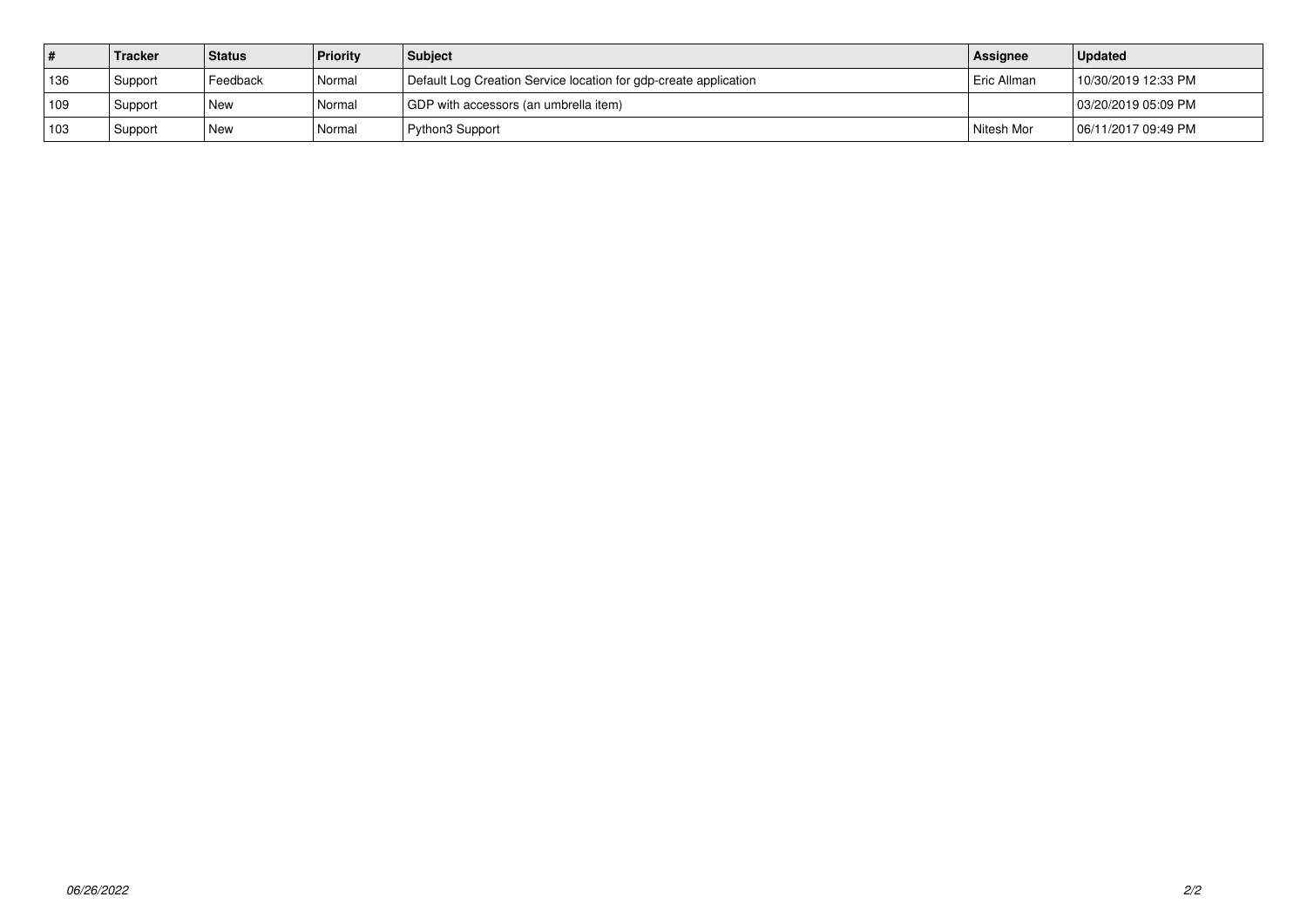| # | Tracker | Status | Priority | Subject | Assignee | Updated |
|---|---|---|---|---|---|---|
| 136 | Support | Feedback | Normal | Default Log Creation Service location for gdp-create application | Eric Allman | 10/30/2019 12:33 PM |
| 109 | Support | New | Normal | GDP with accessors (an umbrella item) | | 03/20/2019 05:09 PM |
| 103 | Support | New | Normal | Python3 Support | Nitesh Mor | 06/11/2017 09:49 PM |